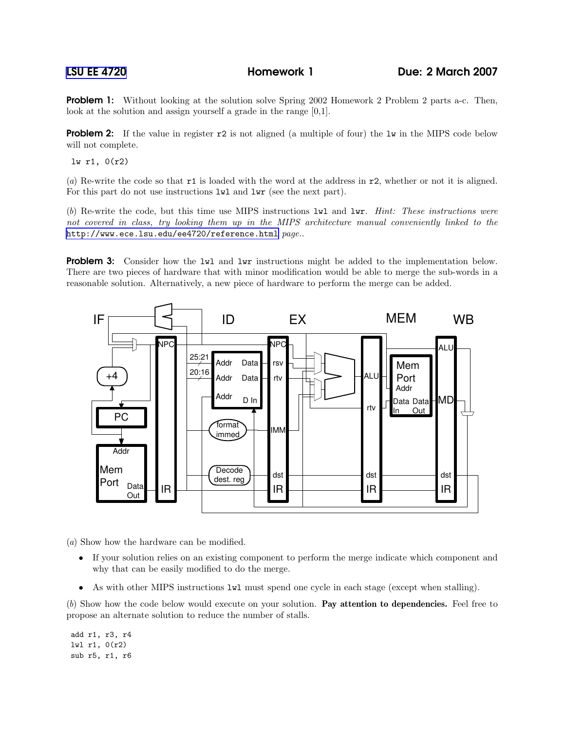LSU EE 4720 Homework 1 Due: 2 March 2007

**Problem 1:** Without looking at the solution solve Spring 2002 Homework 2 Problem 2 parts a-c. Then, look at the solution and assign yourself a grade in the range [0,1].

**Problem 2:** If the value in register `r2` is not aligned (a multiple of four) the `lw` in the MIPS code below will not complete.

```
lw r1, 0(r2)
```

(*a*) Re-write the code so that `r1` is loaded with the word at the address in `r2`, whether or not it is aligned. For this part do not use instructions `lwl` and `lwr` (see the next part).

(*b*) Re-write the code, but this time use MIPS instructions `lwl` and `lwr`. *Hint: These instructions were not covered in class, try looking them up in the MIPS architecture manual conveniently linked to the* http://www.ece.lsu.edu/ee4720/reference.html *page..*

**Problem 3:** Consider how the `lwl` and `lwr` instructions might be added to the implementation below. There are two pieces of hardware that with minor modification would be able to merge the sub-words in a reasonable solution. Alternatively, a new piece of hardware to perform the merge can be added.

(*a*) Show how the hardware can be modified.

- If your solution relies on an existing component to perform the merge indicate which component and why that can be easily modified to do the merge.
- As with other MIPS instructions `lwl` must spend one cycle in each stage (except when stalling).

(*b*) Show how the code below would execute on your solution. **Pay attention to dependencies.** Feel free to propose an alternate solution to reduce the number of stalls.

```
add r1, r3, r4
lwl r1, 0(r2)
sub r5, r1, r6
```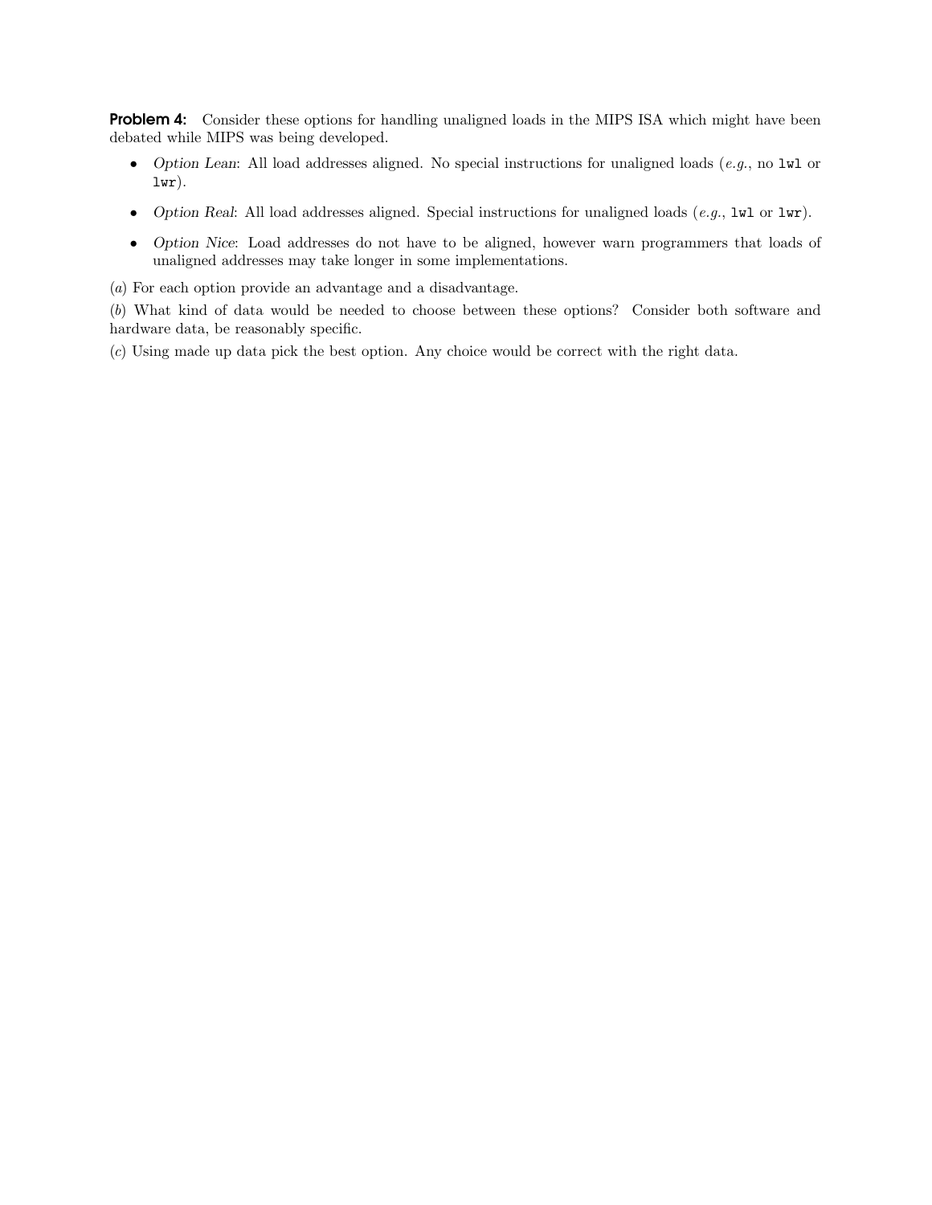**Problem 4:** Consider these options for handling unaligned loads in the MIPS ISA which might have been debated while MIPS was being developed.

- *Option Lean*: All load addresses aligned. No special instructions for unaligned loads (*e.g.*, no `lwl` or `lwr`).
- *Option Real*: All load addresses aligned. Special instructions for unaligned loads (*e.g.*, `lwl` or `lwr`).
- *Option Nice*: Load addresses do not have to be aligned, however warn programmers that loads of unaligned addresses may take longer in some implementations.

(*a*) For each option provide an advantage and a disadvantage.

(*b*) What kind of data would be needed to choose between these options? Consider both software and hardware data, be reasonably specific.

(*c*) Using made up data pick the best option. Any choice would be correct with the right data.